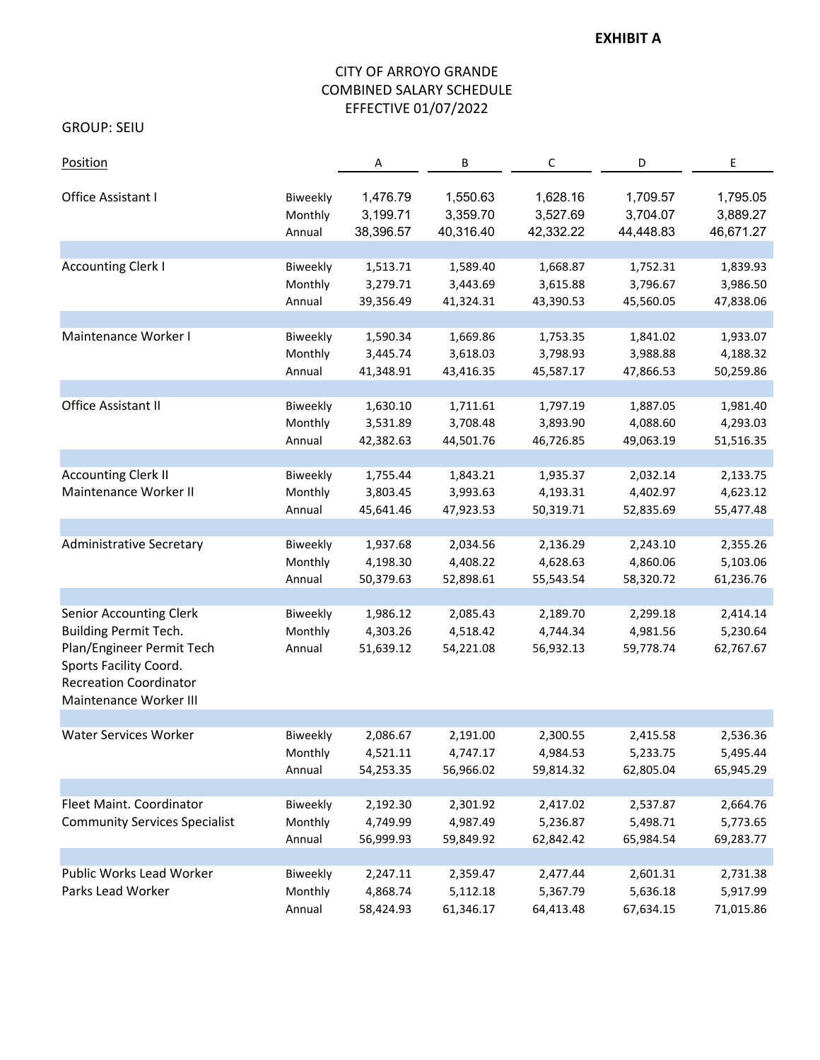**EXHIBIT A**

# CITY OF ARROYO GRANDE
## COMBINED SALARY SCHEDULE
### EFFECTIVE 01/07/2022

GROUP: SEIU

| Position | | A | B | C | D | E |
|---|---|---|---|---|---|---|
| Office Assistant I | Biweekly | 1,476.79 | 1,550.63 | 1,628.16 | 1,709.57 | 1,795.05 |
| | Monthly | 3,199.71 | 3,359.70 | 3,527.69 | 3,704.07 | 3,889.27 |
| | Annual | 38,396.57 | 40,316.40 | 42,332.22 | 44,448.83 | 46,671.27 |
| Accounting Clerk I | Biweekly | 1,513.71 | 1,589.40 | 1,668.87 | 1,752.31 | 1,839.93 |
| | Monthly | 3,279.71 | 3,443.69 | 3,615.88 | 3,796.67 | 3,986.50 |
| | Annual | 39,356.49 | 41,324.31 | 43,390.53 | 45,560.05 | 47,838.06 |
| Maintenance Worker I | Biweekly | 1,590.34 | 1,669.86 | 1,753.35 | 1,841.02 | 1,933.07 |
| | Monthly | 3,445.74 | 3,618.03 | 3,798.93 | 3,988.88 | 4,188.32 |
| | Annual | 41,348.91 | 43,416.35 | 45,587.17 | 47,866.53 | 50,259.86 |
| Office Assistant II | Biweekly | 1,630.10 | 1,711.61 | 1,797.19 | 1,887.05 | 1,981.40 |
| | Monthly | 3,531.89 | 3,708.48 | 3,893.90 | 4,088.60 | 4,293.03 |
| | Annual | 42,382.63 | 44,501.76 | 46,726.85 | 49,063.19 | 51,516.35 |
| Accounting Clerk II<br>Maintenance Worker II | Biweekly | 1,755.44 | 1,843.21 | 1,935.37 | 2,032.14 | 2,133.75 |
| | Monthly | 3,803.45 | 3,993.63 | 4,193.31 | 4,402.97 | 4,623.12 |
| | Annual | 45,641.46 | 47,923.53 | 50,319.71 | 52,835.69 | 55,477.48 |
| Administrative Secretary | Biweekly | 1,937.68 | 2,034.56 | 2,136.29 | 2,243.10 | 2,355.26 |
| | Monthly | 4,198.30 | 4,408.22 | 4,628.63 | 4,860.06 | 5,103.06 |
| | Annual | 50,379.63 | 52,898.61 | 55,543.54 | 58,320.72 | 61,236.76 |
| Senior Accounting Clerk<br>Building Permit Tech.<br>Plan/Engineer Permit Tech<br>Sports Facility Coord.<br>Recreation Coordinator<br>Maintenance Worker III | Biweekly | 1,986.12 | 2,085.43 | 2,189.70 | 2,299.18 | 2,414.14 |
| | Monthly | 4,303.26 | 4,518.42 | 4,744.34 | 4,981.56 | 5,230.64 |
| | Annual | 51,639.12 | 54,221.08 | 56,932.13 | 59,778.74 | 62,767.67 |
| Water Services Worker | Biweekly | 2,086.67 | 2,191.00 | 2,300.55 | 2,415.58 | 2,536.36 |
| | Monthly | 4,521.11 | 4,747.17 | 4,984.53 | 5,233.75 | 5,495.44 |
| | Annual | 54,253.35 | 56,966.02 | 59,814.32 | 62,805.04 | 65,945.29 |
| Fleet Maint. Coordinator<br>Community Services Specialist | Biweekly | 2,192.30 | 2,301.92 | 2,417.02 | 2,537.87 | 2,664.76 |
| | Monthly | 4,749.99 | 4,987.49 | 5,236.87 | 5,498.71 | 5,773.65 |
| | Annual | 56,999.93 | 59,849.92 | 62,842.42 | 65,984.54 | 69,283.77 |
| Public Works Lead Worker<br>Parks Lead Worker | Biweekly | 2,247.11 | 2,359.47 | 2,477.44 | 2,601.31 | 2,731.38 |
| | Monthly | 4,868.74 | 5,112.18 | 5,367.79 | 5,636.18 | 5,917.99 |
| | Annual | 58,424.93 | 61,346.17 | 64,413.48 | 67,634.15 | 71,015.86 |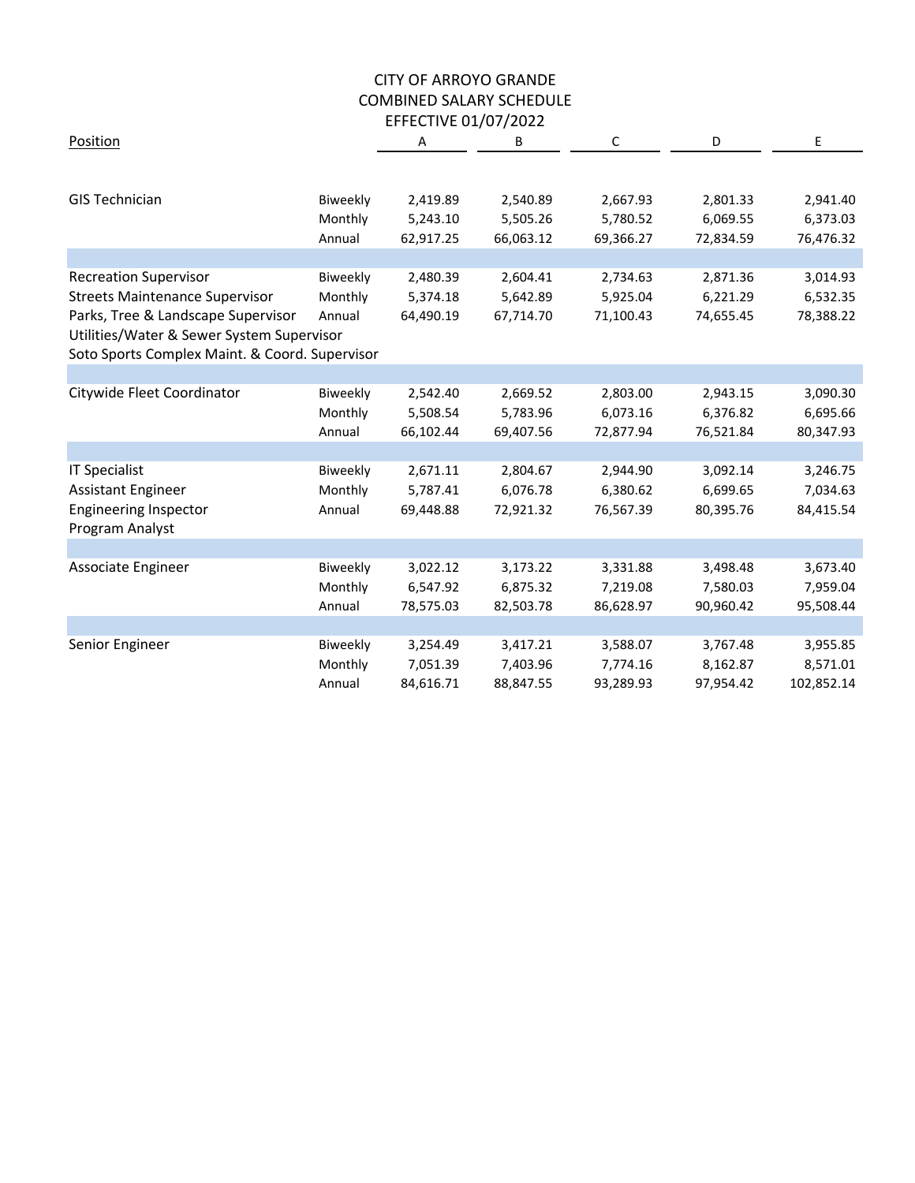# CITY OF ARROYO GRANDE
## COMBINED SALARY SCHEDULE
### EFFECTIVE 01/07/2022

| Position | | A | B | C | D | E |
|---|---|---|---|---|---|---|
| GIS Technician | Biweekly | 2,419.89 | 2,540.89 | 2,667.93 | 2,801.33 | 2,941.40 |
| | Monthly | 5,243.10 | 5,505.26 | 5,780.52 | 6,069.55 | 6,373.03 |
| | Annual | 62,917.25 | 66,063.12 | 69,366.27 | 72,834.59 | 76,476.32 |
| Recreation Supervisor | Biweekly | 2,480.39 | 2,604.41 | 2,734.63 | 2,871.36 | 3,014.93 |
| Streets Maintenance Supervisor | Monthly | 5,374.18 | 5,642.89 | 5,925.04 | 6,221.29 | 6,532.35 |
| Parks, Tree & Landscape Supervisor | Annual | 64,490.19 | 67,714.70 | 71,100.43 | 74,655.45 | 78,388.22 |
| Utilities/Water & Sewer System Supervisor | | | | | | |
| Soto Sports Complex Maint. & Coord. Supervisor | | | | | | |
| Citywide Fleet Coordinator | Biweekly | 2,542.40 | 2,669.52 | 2,803.00 | 2,943.15 | 3,090.30 |
| | Monthly | 5,508.54 | 5,783.96 | 6,073.16 | 6,376.82 | 6,695.66 |
| | Annual | 66,102.44 | 69,407.56 | 72,877.94 | 76,521.84 | 80,347.93 |
| IT Specialist | Biweekly | 2,671.11 | 2,804.67 | 2,944.90 | 3,092.14 | 3,246.75 |
| Assistant Engineer | Monthly | 5,787.41 | 6,076.78 | 6,380.62 | 6,699.65 | 7,034.63 |
| Engineering Inspector | Annual | 69,448.88 | 72,921.32 | 76,567.39 | 80,395.76 | 84,415.54 |
| Program Analyst | | | | | | |
| Associate Engineer | Biweekly | 3,022.12 | 3,173.22 | 3,331.88 | 3,498.48 | 3,673.40 |
| | Monthly | 6,547.92 | 6,875.32 | 7,219.08 | 7,580.03 | 7,959.04 |
| | Annual | 78,575.03 | 82,503.78 | 86,628.97 | 90,960.42 | 95,508.44 |
| Senior Engineer | Biweekly | 3,254.49 | 3,417.21 | 3,588.07 | 3,767.48 | 3,955.85 |
| | Monthly | 7,051.39 | 7,403.96 | 7,774.16 | 8,162.87 | 8,571.01 |
| | Annual | 84,616.71 | 88,847.55 | 93,289.93 | 97,954.42 | 102,852.14 |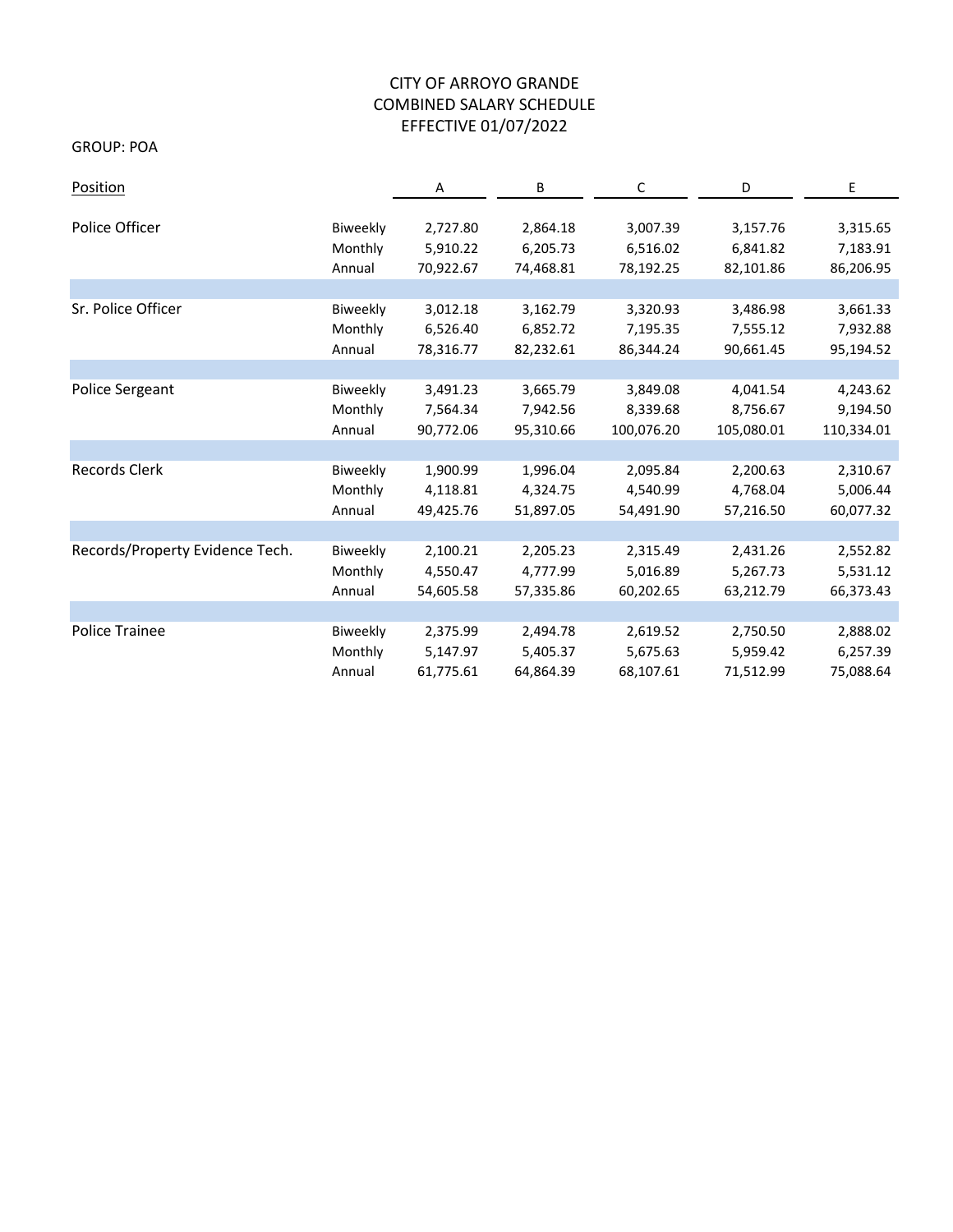# CITY OF ARROYO GRANDE
# COMBINED SALARY SCHEDULE
# EFFECTIVE 01/07/2022

GROUP: POA

| Position | | A | B | C | D | E |
|---|---|---|---|---|---|---|
| Police Officer | Biweekly | 2,727.80 | 2,864.18 | 3,007.39 | 3,157.76 | 3,315.65 |
| | Monthly | 5,910.22 | 6,205.73 | 6,516.02 | 6,841.82 | 7,183.91 |
| | Annual | 70,922.67 | 74,468.81 | 78,192.25 | 82,101.86 | 86,206.95 |
| Sr. Police Officer | Biweekly | 3,012.18 | 3,162.79 | 3,320.93 | 3,486.98 | 3,661.33 |
| | Monthly | 6,526.40 | 6,852.72 | 7,195.35 | 7,555.12 | 7,932.88 |
| | Annual | 78,316.77 | 82,232.61 | 86,344.24 | 90,661.45 | 95,194.52 |
| Police Sergeant | Biweekly | 3,491.23 | 3,665.79 | 3,849.08 | 4,041.54 | 4,243.62 |
| | Monthly | 7,564.34 | 7,942.56 | 8,339.68 | 8,756.67 | 9,194.50 |
| | Annual | 90,772.06 | 95,310.66 | 100,076.20 | 105,080.01 | 110,334.01 |
| Records Clerk | Biweekly | 1,900.99 | 1,996.04 | 2,095.84 | 2,200.63 | 2,310.67 |
| | Monthly | 4,118.81 | 4,324.75 | 4,540.99 | 4,768.04 | 5,006.44 |
| | Annual | 49,425.76 | 51,897.05 | 54,491.90 | 57,216.50 | 60,077.32 |
| Records/Property Evidence Tech. | Biweekly | 2,100.21 | 2,205.23 | 2,315.49 | 2,431.26 | 2,552.82 |
| | Monthly | 4,550.47 | 4,777.99 | 5,016.89 | 5,267.73 | 5,531.12 |
| | Annual | 54,605.58 | 57,335.86 | 60,202.65 | 63,212.79 | 66,373.43 |
| Police Trainee | Biweekly | 2,375.99 | 2,494.78 | 2,619.52 | 2,750.50 | 2,888.02 |
| | Monthly | 5,147.97 | 5,405.37 | 5,675.63 | 5,959.42 | 6,257.39 |
| | Annual | 61,775.61 | 64,864.39 | 68,107.61 | 71,512.99 | 75,088.64 |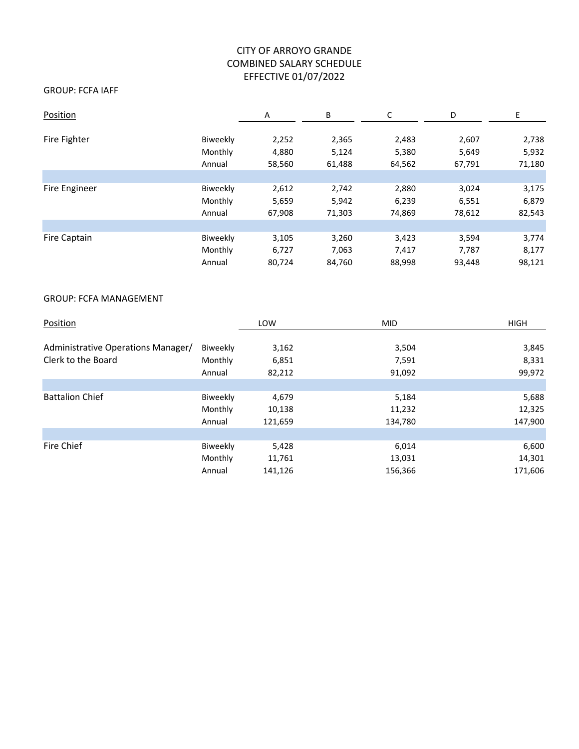# CITY OF ARROYO GRANDE
# COMBINED SALARY SCHEDULE
# EFFECTIVE 01/07/2022

GROUP: FCFA IAFF

| Position | | A | B | C | D | E |
|---|---|---|---|---|---|---|
| Fire Fighter | Biweekly | 2,252 | 2,365 | 2,483 | 2,607 | 2,738 |
| | Monthly | 4,880 | 5,124 | 5,380 | 5,649 | 5,932 |
| | Annual | 58,560 | 61,488 | 64,562 | 67,791 | 71,180 |
| Fire Engineer | Biweekly | 2,612 | 2,742 | 2,880 | 3,024 | 3,175 |
| | Monthly | 5,659 | 5,942 | 6,239 | 6,551 | 6,879 |
| | Annual | 67,908 | 71,303 | 74,869 | 78,612 | 82,543 |
| Fire Captain | Biweekly | 3,105 | 3,260 | 3,423 | 3,594 | 3,774 |
| | Monthly | 6,727 | 7,063 | 7,417 | 7,787 | 8,177 |
| | Annual | 80,724 | 84,760 | 88,998 | 93,448 | 98,121 |

GROUP: FCFA MANAGEMENT

| Position | | LOW | MID | HIGH |
|---|---|---|---|---|
| Administrative Operations Manager/ Clerk to the Board | Biweekly | 3,162 | 3,504 | 3,845 |
| | Monthly | 6,851 | 7,591 | 8,331 |
| | Annual | 82,212 | 91,092 | 99,972 |
| Battalion Chief | Biweekly | 4,679 | 5,184 | 5,688 |
| | Monthly | 10,138 | 11,232 | 12,325 |
| | Annual | 121,659 | 134,780 | 147,900 |
| Fire Chief | Biweekly | 5,428 | 6,014 | 6,600 |
| | Monthly | 11,761 | 13,031 | 14,301 |
| | Annual | 141,126 | 156,366 | 171,606 |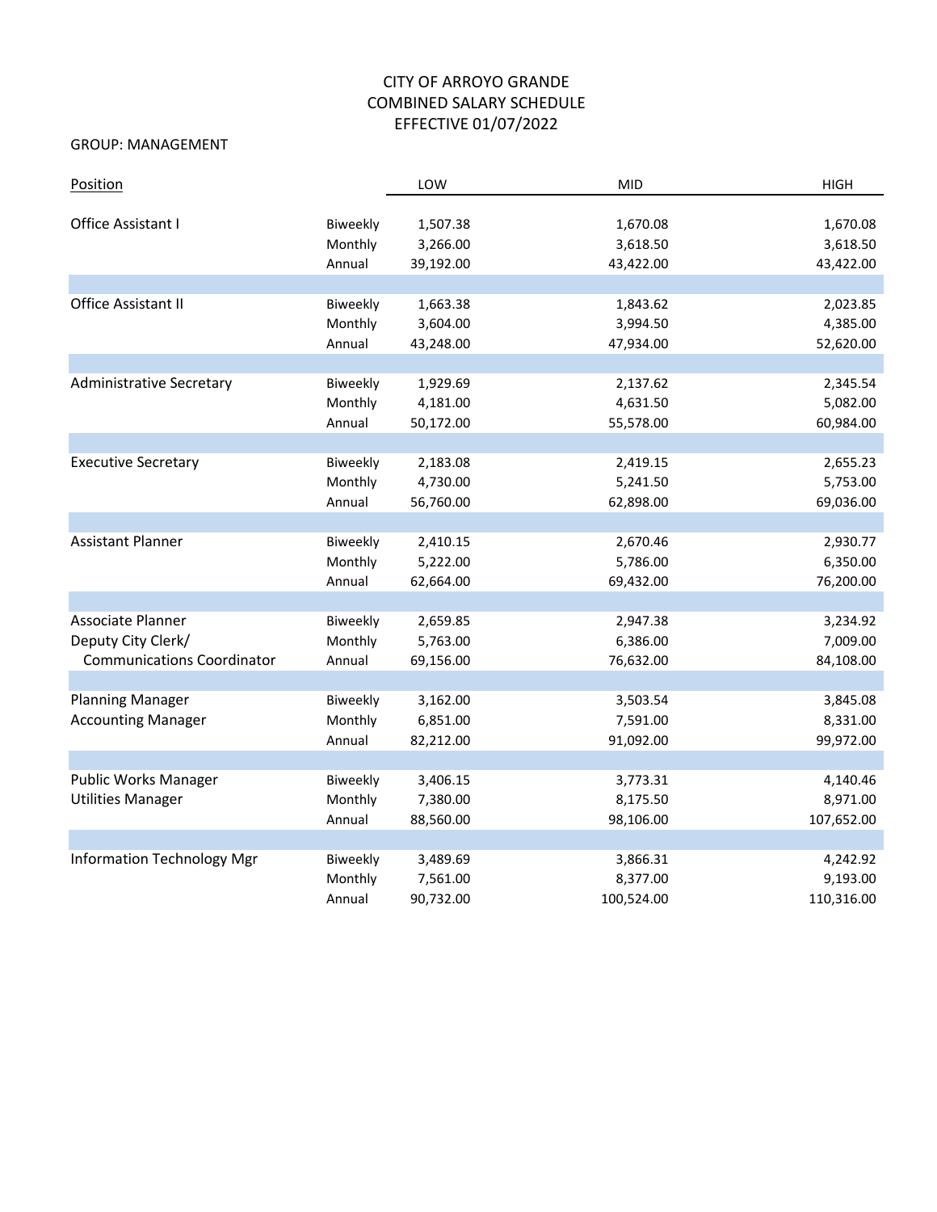CITY OF ARROYO GRANDE
COMBINED SALARY SCHEDULE
EFFECTIVE 01/07/2022

GROUP: MANAGEMENT

| Position | | LOW | MID | HIGH |
|---|---|---|---|---|
| Office Assistant I | Biweekly | 1,507.38 | 1,670.08 | 1,670.08 |
| | Monthly | 3,266.00 | 3,618.50 | 3,618.50 |
| | Annual | 39,192.00 | 43,422.00 | 43,422.00 |
| Office Assistant II | Biweekly | 1,663.38 | 1,843.62 | 2,023.85 |
| | Monthly | 3,604.00 | 3,994.50 | 4,385.00 |
| | Annual | 43,248.00 | 47,934.00 | 52,620.00 |
| Administrative Secretary | Biweekly | 1,929.69 | 2,137.62 | 2,345.54 |
| | Monthly | 4,181.00 | 4,631.50 | 5,082.00 |
| | Annual | 50,172.00 | 55,578.00 | 60,984.00 |
| Executive Secretary | Biweekly | 2,183.08 | 2,419.15 | 2,655.23 |
| | Monthly | 4,730.00 | 5,241.50 | 5,753.00 |
| | Annual | 56,760.00 | 62,898.00 | 69,036.00 |
| Assistant Planner | Biweekly | 2,410.15 | 2,670.46 | 2,930.77 |
| | Monthly | 5,222.00 | 5,786.00 | 6,350.00 |
| | Annual | 62,664.00 | 69,432.00 | 76,200.00 |
| Associate Planner | Biweekly | 2,659.85 | 2,947.38 | 3,234.92 |
| Deputy City Clerk/ | Monthly | 5,763.00 | 6,386.00 | 7,009.00 |
| Communications Coordinator | Annual | 69,156.00 | 76,632.00 | 84,108.00 |
| Planning Manager | Biweekly | 3,162.00 | 3,503.54 | 3,845.08 |
| Accounting Manager | Monthly | 6,851.00 | 7,591.00 | 8,331.00 |
| | Annual | 82,212.00 | 91,092.00 | 99,972.00 |
| Public Works Manager | Biweekly | 3,406.15 | 3,773.31 | 4,140.46 |
| Utilities Manager | Monthly | 7,380.00 | 8,175.50 | 8,971.00 |
| | Annual | 88,560.00 | 98,106.00 | 107,652.00 |
| Information Technology Mgr | Biweekly | 3,489.69 | 3,866.31 | 4,242.92 |
| | Monthly | 7,561.00 | 8,377.00 | 9,193.00 |
| | Annual | 90,732.00 | 100,524.00 | 110,316.00 |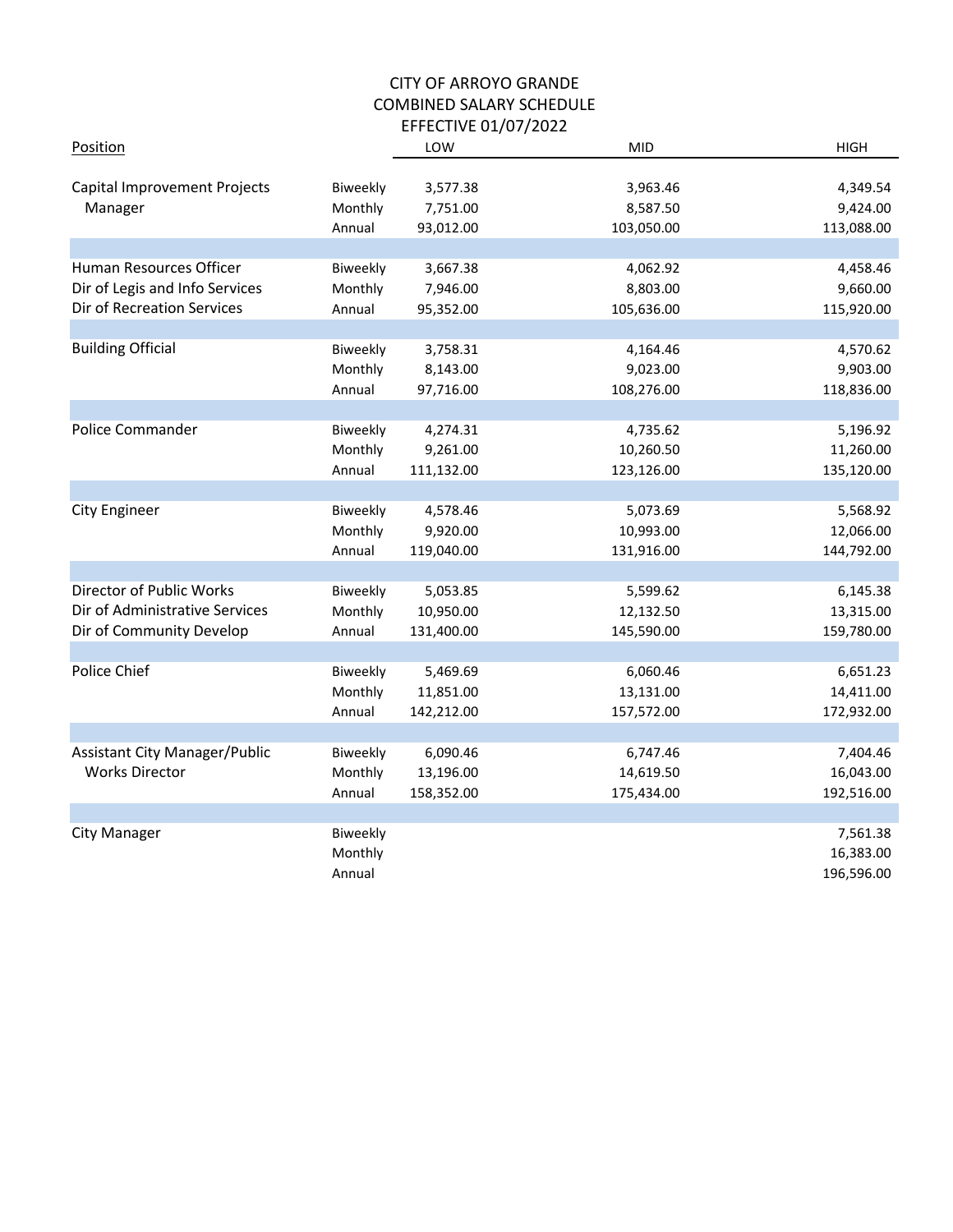# CITY OF ARROYO GRANDE
## COMBINED SALARY SCHEDULE
### EFFECTIVE 01/07/2022

| Position | | LOW | MID | HIGH |
|---|---|---|---|---|
| Capital Improvement Projects Manager | Biweekly | 3,577.38 | 3,963.46 | 4,349.54 |
| | Monthly | 7,751.00 | 8,587.50 | 9,424.00 |
| | Annual | 93,012.00 | 103,050.00 | 113,088.00 |
| Human Resources Officer | Biweekly | 3,667.38 | 4,062.92 | 4,458.46 |
| Dir of Legis and Info Services | Monthly | 7,946.00 | 8,803.00 | 9,660.00 |
| Dir of Recreation Services | Annual | 95,352.00 | 105,636.00 | 115,920.00 |
| Building Official | Biweekly | 3,758.31 | 4,164.46 | 4,570.62 |
| | Monthly | 8,143.00 | 9,023.00 | 9,903.00 |
| | Annual | 97,716.00 | 108,276.00 | 118,836.00 |
| Police Commander | Biweekly | 4,274.31 | 4,735.62 | 5,196.92 |
| | Monthly | 9,261.00 | 10,260.50 | 11,260.00 |
| | Annual | 111,132.00 | 123,126.00 | 135,120.00 |
| City Engineer | Biweekly | 4,578.46 | 5,073.69 | 5,568.92 |
| | Monthly | 9,920.00 | 10,993.00 | 12,066.00 |
| | Annual | 119,040.00 | 131,916.00 | 144,792.00 |
| Director of Public Works | Biweekly | 5,053.85 | 5,599.62 | 6,145.38 |
| Dir of Administrative Services | Monthly | 10,950.00 | 12,132.50 | 13,315.00 |
| Dir of Community Develop | Annual | 131,400.00 | 145,590.00 | 159,780.00 |
| Police Chief | Biweekly | 5,469.69 | 6,060.46 | 6,651.23 |
| | Monthly | 11,851.00 | 13,131.00 | 14,411.00 |
| | Annual | 142,212.00 | 157,572.00 | 172,932.00 |
| Assistant City Manager/Public Works Director | Biweekly | 6,090.46 | 6,747.46 | 7,404.46 |
| | Monthly | 13,196.00 | 14,619.50 | 16,043.00 |
| | Annual | 158,352.00 | 175,434.00 | 192,516.00 |
| City Manager | Biweekly | | | 7,561.38 |
| | Monthly | | | 16,383.00 |
| | Annual | | | 196,596.00 |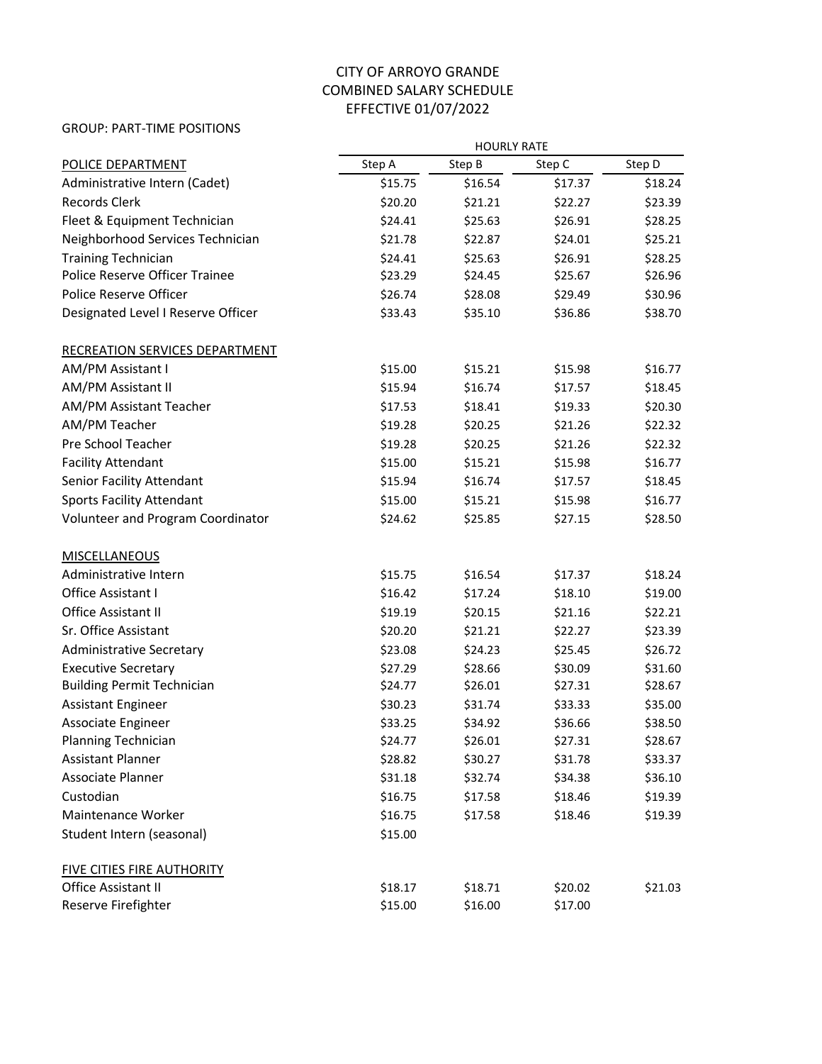CITY OF ARROYO GRANDE
COMBINED SALARY SCHEDULE
EFFECTIVE 01/07/2022

GROUP: PART-TIME POSITIONS

| | HOURLY RATE | | | |
|---|---|---|---|---|
| POLICE DEPARTMENT | Step A | Step B | Step C | Step D |
| Administrative Intern (Cadet) | $15.75 | $16.54 | $17.37 | $18.24 |
| Records Clerk | $20.20 | $21.21 | $22.27 | $23.39 |
| Fleet & Equipment Technician | $24.41 | $25.63 | $26.91 | $28.25 |
| Neighborhood Services Technician | $21.78 | $22.87 | $24.01 | $25.21 |
| Training Technician | $24.41 | $25.63 | $26.91 | $28.25 |
| Police Reserve Officer Trainee | $23.29 | $24.45 | $25.67 | $26.96 |
| Police Reserve Officer | $26.74 | $28.08 | $29.49 | $30.96 |
| Designated Level I Reserve Officer | $33.43 | $35.10 | $36.86 | $38.70 |
| RECREATION SERVICES DEPARTMENT | | | | |
| AM/PM Assistant I | $15.00 | $15.21 | $15.98 | $16.77 |
| AM/PM Assistant II | $15.94 | $16.74 | $17.57 | $18.45 |
| AM/PM Assistant Teacher | $17.53 | $18.41 | $19.33 | $20.30 |
| AM/PM Teacher | $19.28 | $20.25 | $21.26 | $22.32 |
| Pre School Teacher | $19.28 | $20.25 | $21.26 | $22.32 |
| Facility Attendant | $15.00 | $15.21 | $15.98 | $16.77 |
| Senior Facility Attendant | $15.94 | $16.74 | $17.57 | $18.45 |
| Sports Facility Attendant | $15.00 | $15.21 | $15.98 | $16.77 |
| Volunteer and Program Coordinator | $24.62 | $25.85 | $27.15 | $28.50 |
| MISCELLANEOUS | | | | |
| Administrative Intern | $15.75 | $16.54 | $17.37 | $18.24 |
| Office Assistant I | $16.42 | $17.24 | $18.10 | $19.00 |
| Office Assistant II | $19.19 | $20.15 | $21.16 | $22.21 |
| Sr. Office Assistant | $20.20 | $21.21 | $22.27 | $23.39 |
| Administrative Secretary | $23.08 | $24.23 | $25.45 | $26.72 |
| Executive Secretary | $27.29 | $28.66 | $30.09 | $31.60 |
| Building Permit Technician | $24.77 | $26.01 | $27.31 | $28.67 |
| Assistant Engineer | $30.23 | $31.74 | $33.33 | $35.00 |
| Associate Engineer | $33.25 | $34.92 | $36.66 | $38.50 |
| Planning Technician | $24.77 | $26.01 | $27.31 | $28.67 |
| Assistant Planner | $28.82 | $30.27 | $31.78 | $33.37 |
| Associate Planner | $31.18 | $32.74 | $34.38 | $36.10 |
| Custodian | $16.75 | $17.58 | $18.46 | $19.39 |
| Maintenance Worker | $16.75 | $17.58 | $18.46 | $19.39 |
| Student Intern (seasonal) | $15.00 | | | |
| FIVE CITIES FIRE AUTHORITY | | | | |
| Office Assistant II | $18.17 | $18.71 | $20.02 | $21.03 |
| Reserve Firefighter | $15.00 | $16.00 | $17.00 | |